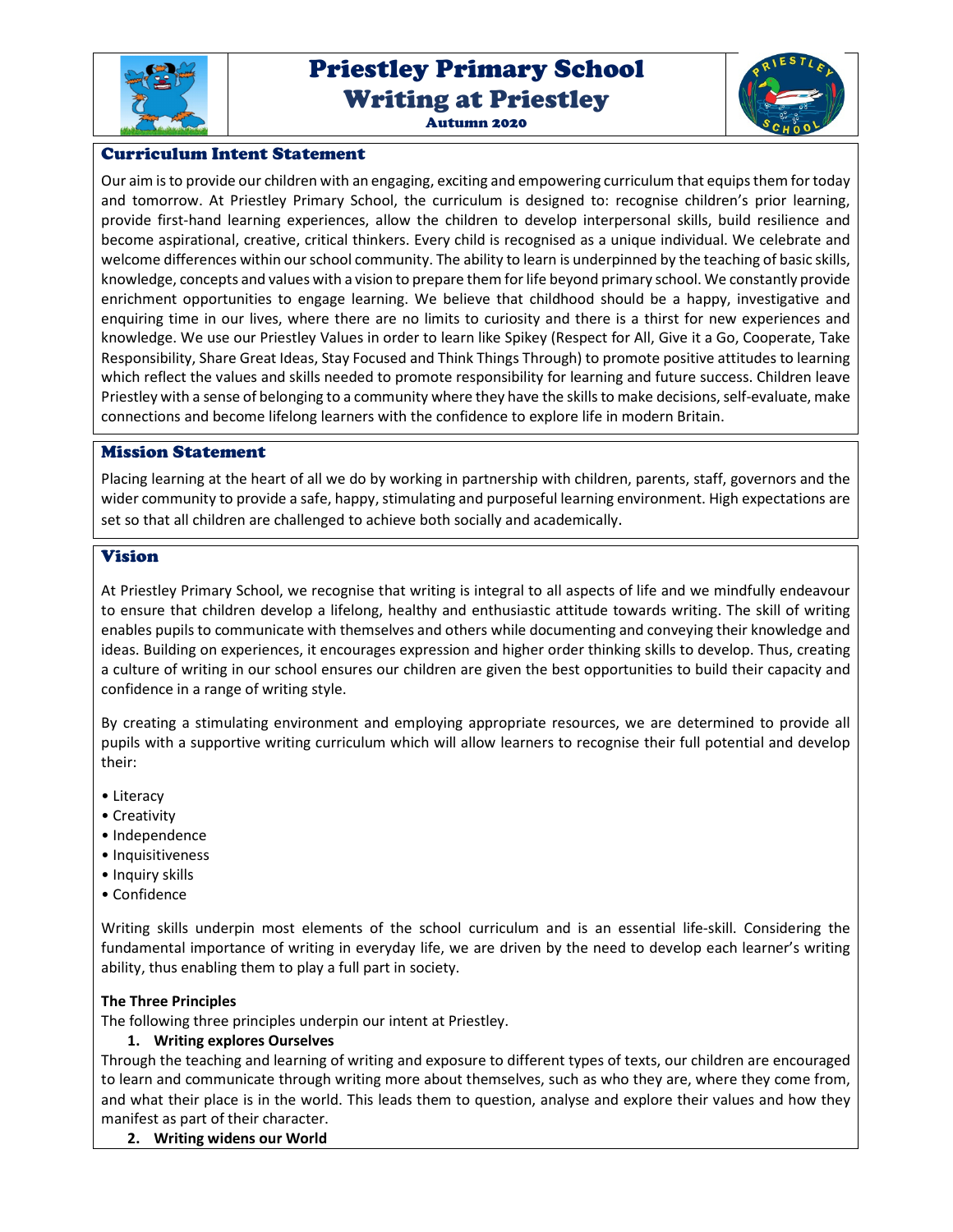# Priestley Primary School
# Writing at Priestley
### Autumn 2020

## Curriculum Intent Statement

Our aim is to provide our children with an engaging, exciting and empowering curriculum that equips them for today and tomorrow. At Priestley Primary School, the curriculum is designed to: recognise children's prior learning, provide first-hand learning experiences, allow the children to develop interpersonal skills, build resilience and become aspirational, creative, critical thinkers. Every child is recognised as a unique individual. We celebrate and welcome differences within our school community. The ability to learn is underpinned by the teaching of basic skills, knowledge, concepts and values with a vision to prepare them for life beyond primary school. We constantly provide enrichment opportunities to engage learning. We believe that childhood should be a happy, investigative and enquiring time in our lives, where there are no limits to curiosity and there is a thirst for new experiences and knowledge. We use our Priestley Values in order to learn like Spikey (Respect for All, Give it a Go, Cooperate, Take Responsibility, Share Great Ideas, Stay Focused and Think Things Through) to promote positive attitudes to learning which reflect the values and skills needed to promote responsibility for learning and future success. Children leave Priestley with a sense of belonging to a community where they have the skills to make decisions, self-evaluate, make connections and become lifelong learners with the confidence to explore life in modern Britain.

## Mission Statement

Placing learning at the heart of all we do by working in partnership with children, parents, staff, governors and the wider community to provide a safe, happy, stimulating and purposeful learning environment. High expectations are set so that all children are challenged to achieve both socially and academically.

## Vision

At Priestley Primary School, we recognise that writing is integral to all aspects of life and we mindfully endeavour to ensure that children develop a lifelong, healthy and enthusiastic attitude towards writing. The skill of writing enables pupils to communicate with themselves and others while documenting and conveying their knowledge and ideas. Building on experiences, it encourages expression and higher order thinking skills to develop. Thus, creating a culture of writing in our school ensures our children are given the best opportunities to build their capacity and confidence in a range of writing style.

By creating a stimulating environment and employing appropriate resources, we are determined to provide all pupils with a supportive writing curriculum which will allow learners to recognise their full potential and develop their:

- Literacy
- Creativity
- Independence
- Inquisitiveness
- Inquiry skills
- Confidence

Writing skills underpin most elements of the school curriculum and is an essential life-skill. Considering the fundamental importance of writing in everyday life, we are driven by the need to develop each learner's writing ability, thus enabling them to play a full part in society.

**The Three Principles**

The following three principles underpin our intent at Priestley.

1. **Writing explores Ourselves**

Through the teaching and learning of writing and exposure to different types of texts, our children are encouraged to learn and communicate through writing more about themselves, such as who they are, where they come from, and what their place is in the world. This leads them to question, analyse and explore their values and how they manifest as part of their character.

2. **Writing widens our World**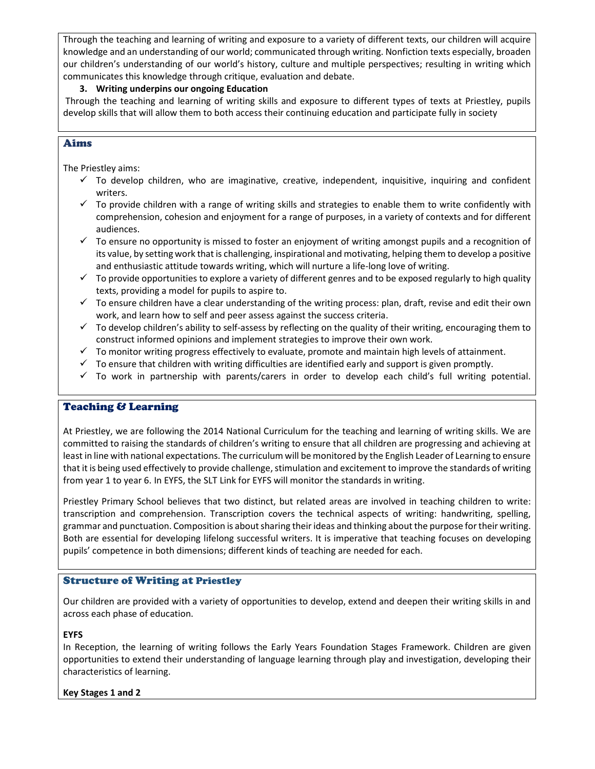Through the teaching and learning of writing and exposure to a variety of different texts, our children will acquire knowledge and an understanding of our world; communicated through writing. Nonfiction texts especially, broaden our children's understanding of our world's history, culture and multiple perspectives; resulting in writing which communicates this knowledge through critique, evaluation and debate.

3. **Writing underpins our ongoing Education**

Through the teaching and learning of writing skills and exposure to different types of texts at Priestley, pupils develop skills that will allow them to both access their continuing education and participate fully in society

## Aims

The Priestley aims:

- ✓ To develop children, who are imaginative, creative, independent, inquisitive, inquiring and confident writers.
- ✓ To provide children with a range of writing skills and strategies to enable them to write confidently with comprehension, cohesion and enjoyment for a range of purposes, in a variety of contexts and for different audiences.
- ✓ To ensure no opportunity is missed to foster an enjoyment of writing amongst pupils and a recognition of its value, by setting work that is challenging, inspirational and motivating, helping them to develop a positive and enthusiastic attitude towards writing, which will nurture a life-long love of writing.
- ✓ To provide opportunities to explore a variety of different genres and to be exposed regularly to high quality texts, providing a model for pupils to aspire to.
- ✓ To ensure children have a clear understanding of the writing process: plan, draft, revise and edit their own work, and learn how to self and peer assess against the success criteria.
- ✓ To develop children's ability to self-assess by reflecting on the quality of their writing, encouraging them to construct informed opinions and implement strategies to improve their own work.
- ✓ To monitor writing progress effectively to evaluate, promote and maintain high levels of attainment.
- ✓ To ensure that children with writing difficulties are identified early and support is given promptly.
- ✓ To work in partnership with parents/carers in order to develop each child's full writing potential.

## Teaching & Learning

At Priestley, we are following the 2014 National Curriculum for the teaching and learning of writing skills. We are committed to raising the standards of children's writing to ensure that all children are progressing and achieving at least in line with national expectations. The curriculum will be monitored by the English Leader of Learning to ensure that it is being used effectively to provide challenge, stimulation and excitement to improve the standards of writing from year 1 to year 6. In EYFS, the SLT Link for EYFS will monitor the standards in writing.

Priestley Primary School believes that two distinct, but related areas are involved in teaching children to write: transcription and comprehension. Transcription covers the technical aspects of writing: handwriting, spelling, grammar and punctuation. Composition is about sharing their ideas and thinking about the purpose for their writing. Both are essential for developing lifelong successful writers. It is imperative that teaching focuses on developing pupils' competence in both dimensions; different kinds of teaching are needed for each.

## Structure of Writing at Priestley

Our children are provided with a variety of opportunities to develop, extend and deepen their writing skills in and across each phase of education.

**EYFS**

In Reception, the learning of writing follows the Early Years Foundation Stages Framework. Children are given opportunities to extend their understanding of language learning through play and investigation, developing their characteristics of learning.

**Key Stages 1 and 2**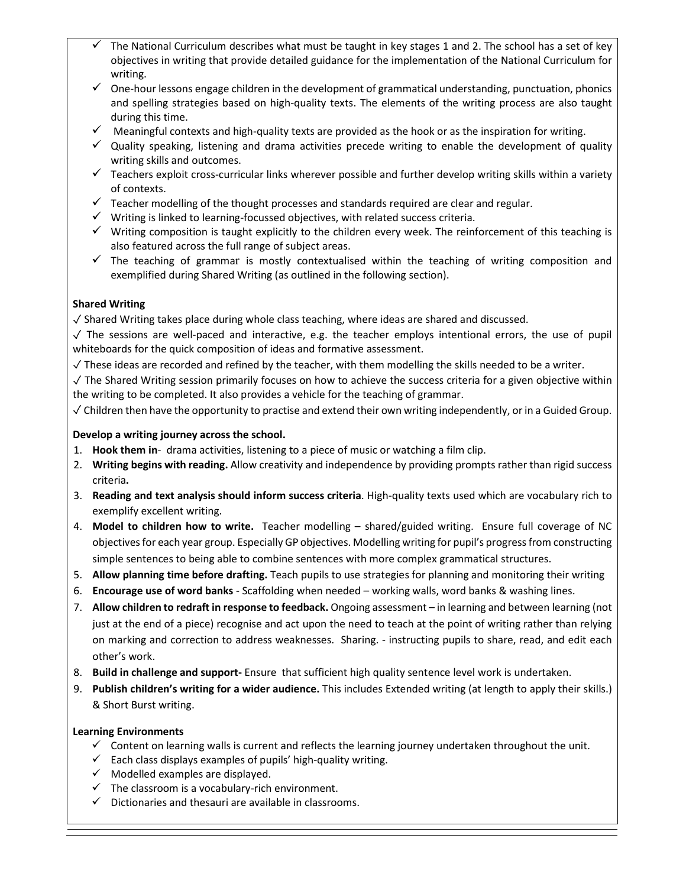- ✓ The National Curriculum describes what must be taught in key stages 1 and 2. The school has a set of key objectives in writing that provide detailed guidance for the implementation of the National Curriculum for writing.
- ✓ One-hour lessons engage children in the development of grammatical understanding, punctuation, phonics and spelling strategies based on high-quality texts. The elements of the writing process are also taught during this time.
- ✓ Meaningful contexts and high-quality texts are provided as the hook or as the inspiration for writing.
- ✓ Quality speaking, listening and drama activities precede writing to enable the development of quality writing skills and outcomes.
- ✓ Teachers exploit cross-curricular links wherever possible and further develop writing skills within a variety of contexts.
- ✓ Teacher modelling of the thought processes and standards required are clear and regular.
- ✓ Writing is linked to learning-focussed objectives, with related success criteria.
- ✓ Writing composition is taught explicitly to the children every week. The reinforcement of this teaching is also featured across the full range of subject areas.
- ✓ The teaching of grammar is mostly contextualised within the teaching of writing composition and exemplified during Shared Writing (as outlined in the following section).

**Shared Writing**

✓ Shared Writing takes place during whole class teaching, where ideas are shared and discussed.

✓ The sessions are well-paced and interactive, e.g. the teacher employs intentional errors, the use of pupil whiteboards for the quick composition of ideas and formative assessment.

✓ These ideas are recorded and refined by the teacher, with them modelling the skills needed to be a writer.

✓ The Shared Writing session primarily focuses on how to achieve the success criteria for a given objective within the writing to be completed. It also provides a vehicle for the teaching of grammar.

✓ Children then have the opportunity to practise and extend their own writing independently, or in a Guided Group.

**Develop a writing journey across the school.**

1. **Hook them in**- drama activities, listening to a piece of music or watching a film clip.
2. **Writing begins with reading.** Allow creativity and independence by providing prompts rather than rigid success criteria**.**
3. **Reading and text analysis should inform success criteria**. High-quality texts used which are vocabulary rich to exemplify excellent writing.
4. **Model to children how to write.** Teacher modelling – shared/guided writing. Ensure full coverage of NC objectives for each year group. Especially GP objectives. Modelling writing for pupil's progress from constructing simple sentences to being able to combine sentences with more complex grammatical structures.
5. **Allow planning time before drafting.** Teach pupils to use strategies for planning and monitoring their writing
6. **Encourage use of word banks** - Scaffolding when needed – working walls, word banks & washing lines.
7. **Allow children to redraft in response to feedback.** Ongoing assessment – in learning and between learning (not just at the end of a piece) recognise and act upon the need to teach at the point of writing rather than relying on marking and correction to address weaknesses. Sharing. - instructing pupils to share, read, and edit each other's work.
8. **Build in challenge and support-** Ensure that sufficient high quality sentence level work is undertaken.
9. **Publish children's writing for a wider audience.** This includes Extended writing (at length to apply their skills.) & Short Burst writing.

**Learning Environments**

- ✓ Content on learning walls is current and reflects the learning journey undertaken throughout the unit.
- ✓ Each class displays examples of pupils' high-quality writing.
- ✓ Modelled examples are displayed.
- ✓ The classroom is a vocabulary-rich environment.
- ✓ Dictionaries and thesauri are available in classrooms.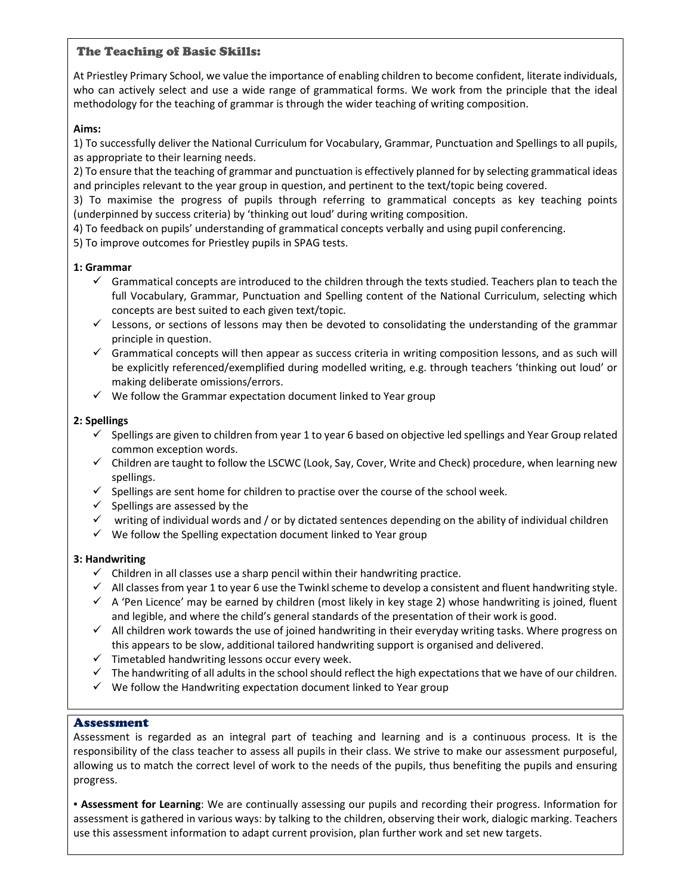## The Teaching of Basic Skills:

At Priestley Primary School, we value the importance of enabling children to become confident, literate individuals, who can actively select and use a wide range of grammatical forms. We work from the principle that the ideal methodology for the teaching of grammar is through the wider teaching of writing composition.

**Aims:**

1) To successfully deliver the National Curriculum for Vocabulary, Grammar, Punctuation and Spellings to all pupils, as appropriate to their learning needs.
2) To ensure that the teaching of grammar and punctuation is effectively planned for by selecting grammatical ideas and principles relevant to the year group in question, and pertinent to the text/topic being covered.
3) To maximise the progress of pupils through referring to grammatical concepts as key teaching points (underpinned by success criteria) by 'thinking out loud' during writing composition.
4) To feedback on pupils' understanding of grammatical concepts verbally and using pupil conferencing.
5) To improve outcomes for Priestley pupils in SPAG tests.

**1: Grammar**

- ✓ Grammatical concepts are introduced to the children through the texts studied. Teachers plan to teach the full Vocabulary, Grammar, Punctuation and Spelling content of the National Curriculum, selecting which concepts are best suited to each given text/topic.
- ✓ Lessons, or sections of lessons may then be devoted to consolidating the understanding of the grammar principle in question.
- ✓ Grammatical concepts will then appear as success criteria in writing composition lessons, and as such will be explicitly referenced/exemplified during modelled writing, e.g. through teachers 'thinking out loud' or making deliberate omissions/errors.
- ✓ We follow the Grammar expectation document linked to Year group

**2: Spellings**

- ✓ Spellings are given to children from year 1 to year 6 based on objective led spellings and Year Group related common exception words.
- ✓ Children are taught to follow the LSCWC (Look, Say, Cover, Write and Check) procedure, when learning new spellings.
- ✓ Spellings are sent home for children to practise over the course of the school week.
- ✓ Spellings are assessed by the
- ✓ writing of individual words and / or by dictated sentences depending on the ability of individual children
- ✓ We follow the Spelling expectation document linked to Year group

**3: Handwriting**

- ✓ Children in all classes use a sharp pencil within their handwriting practice.
- ✓ All classes from year 1 to year 6 use the Twinkl scheme to develop a consistent and fluent handwriting style.
- ✓ A 'Pen Licence' may be earned by children (most likely in key stage 2) whose handwriting is joined, fluent and legible, and where the child's general standards of the presentation of their work is good.
- ✓ All children work towards the use of joined handwriting in their everyday writing tasks. Where progress on this appears to be slow, additional tailored handwriting support is organised and delivered.
- ✓ Timetabled handwriting lessons occur every week.
- ✓ The handwriting of all adults in the school should reflect the high expectations that we have of our children.
- ✓ We follow the Handwriting expectation document linked to Year group

## Assessment

Assessment is regarded as an integral part of teaching and learning and is a continuous process. It is the responsibility of the class teacher to assess all pupils in their class. We strive to make our assessment purposeful, allowing us to match the correct level of work to the needs of the pupils, thus benefiting the pupils and ensuring progress.

▪ **Assessment for Learning**: We are continually assessing our pupils and recording their progress. Information for assessment is gathered in various ways: by talking to the children, observing their work, dialogic marking. Teachers use this assessment information to adapt current provision, plan further work and set new targets.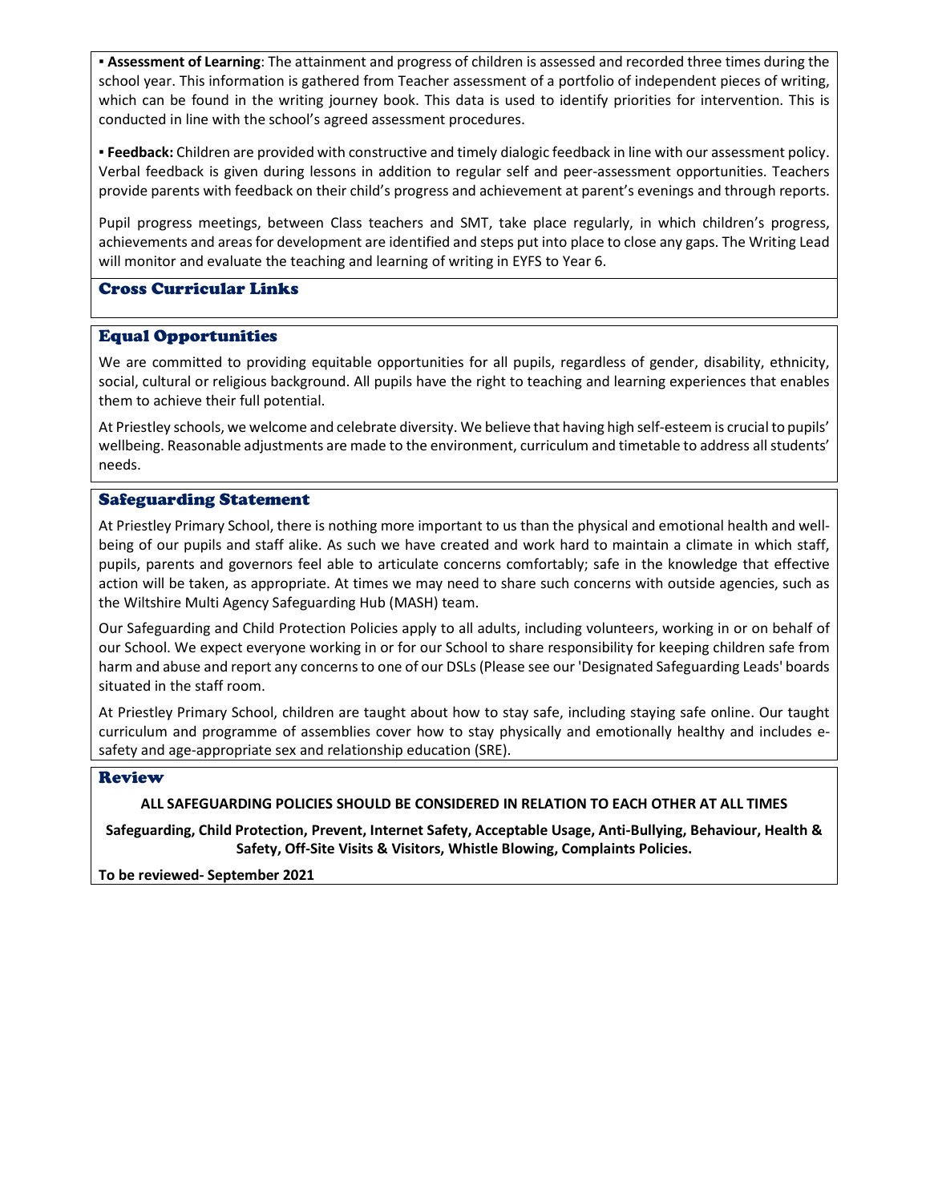▪ **Assessment of Learning**: The attainment and progress of children is assessed and recorded three times during the school year. This information is gathered from Teacher assessment of a portfolio of independent pieces of writing, which can be found in the writing journey book. This data is used to identify priorities for intervention. This is conducted in line with the school's agreed assessment procedures.

▪ **Feedback:** Children are provided with constructive and timely dialogic feedback in line with our assessment policy. Verbal feedback is given during lessons in addition to regular self and peer-assessment opportunities. Teachers provide parents with feedback on their child's progress and achievement at parent's evenings and through reports.

Pupil progress meetings, between Class teachers and SMT, take place regularly, in which children's progress, achievements and areas for development are identified and steps put into place to close any gaps. The Writing Lead will monitor and evaluate the teaching and learning of writing in EYFS to Year 6.

## Cross Curricular Links

## Equal Opportunities

We are committed to providing equitable opportunities for all pupils, regardless of gender, disability, ethnicity, social, cultural or religious background. All pupils have the right to teaching and learning experiences that enables them to achieve their full potential.

At Priestley schools, we welcome and celebrate diversity. We believe that having high self-esteem is crucial to pupils' wellbeing. Reasonable adjustments are made to the environment, curriculum and timetable to address all students' needs.

## Safeguarding Statement

At Priestley Primary School, there is nothing more important to us than the physical and emotional health and well-being of our pupils and staff alike. As such we have created and work hard to maintain a climate in which staff, pupils, parents and governors feel able to articulate concerns comfortably; safe in the knowledge that effective action will be taken, as appropriate. At times we may need to share such concerns with outside agencies, such as the Wiltshire Multi Agency Safeguarding Hub (MASH) team.

Our Safeguarding and Child Protection Policies apply to all adults, including volunteers, working in or on behalf of our School. We expect everyone working in or for our School to share responsibility for keeping children safe from harm and abuse and report any concerns to one of our DSLs (Please see our 'Designated Safeguarding Leads' boards situated in the staff room.

At Priestley Primary School, children are taught about how to stay safe, including staying safe online. Our taught curriculum and programme of assemblies cover how to stay physically and emotionally healthy and includes e-safety and age-appropriate sex and relationship education (SRE).

## Review

**ALL SAFEGUARDING POLICIES SHOULD BE CONSIDERED IN RELATION TO EACH OTHER AT ALL TIMES**

**Safeguarding, Child Protection, Prevent, Internet Safety, Acceptable Usage, Anti-Bullying, Behaviour, Health & Safety, Off-Site Visits & Visitors, Whistle Blowing, Complaints Policies.**

**To be reviewed- September 2021**